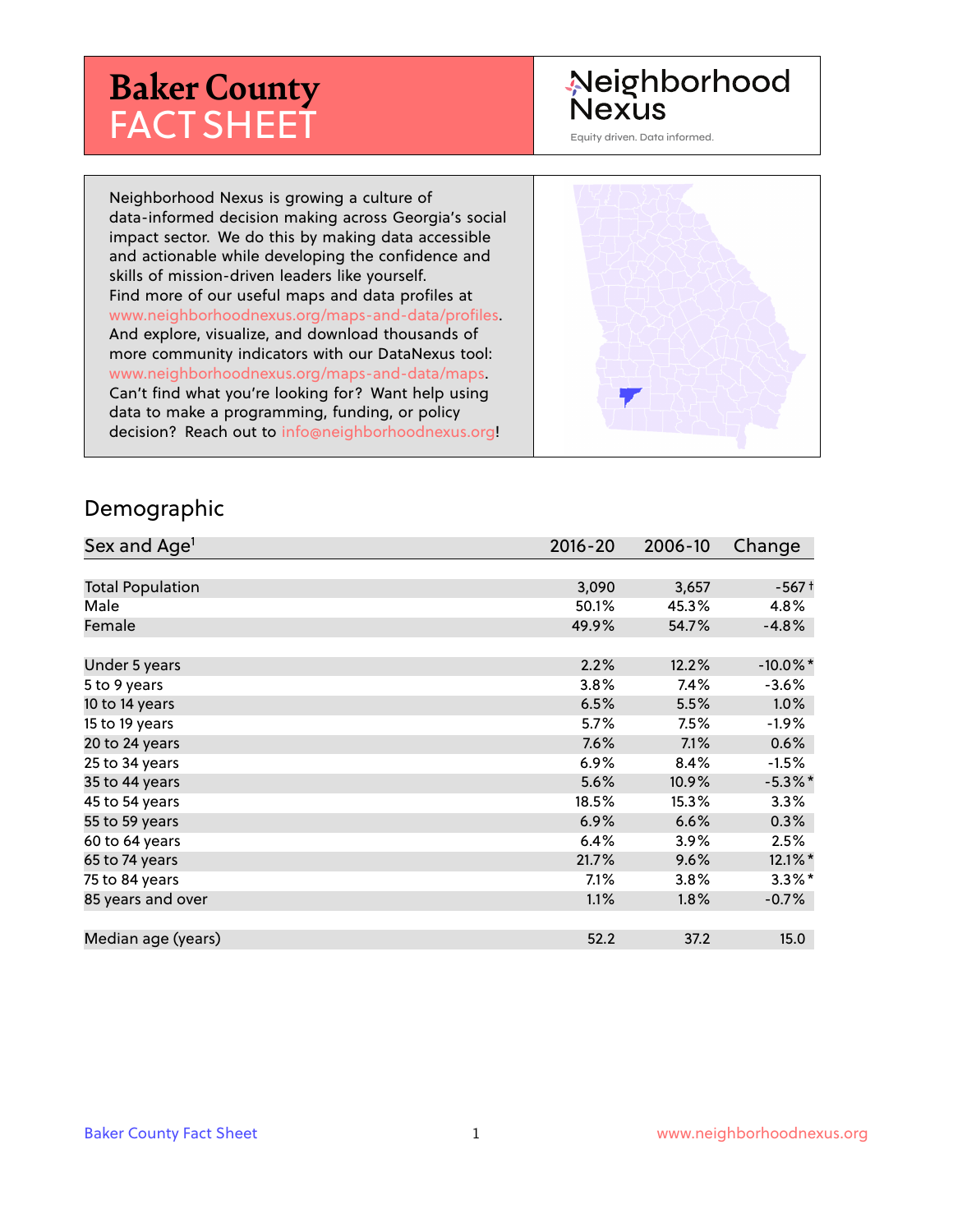# Baker County FACT SHEET

Neighborhood Nexus

Equity driven. Data informed.

Neighborhood Nexus is growing a culture of data-informed decision making across Georgia's social impact sector. We do this by making data accessible and actionable while developing the confidence and skills of mission-driven leaders like yourself. Find more of our useful maps and data profiles at www.neighborhoodnexus.org/maps-and-data/profiles. And explore, visualize, and download thousands of more community indicators with our DataNexus tool: www.neighborhoodnexus.org/maps-and-data/maps. Can't find what you're looking for? Want help using data to make a programming, funding, or policy decision? Reach out to info@neighborhoodnexus.org!

## Demographic

| Sex and Age[1] | 2016-20 | 2006-10 | Change |
|---|---|---|---|
| Total Population | 3,090 | 3,657 | -567 † |
| Male | 50.1% | 45.3% | 4.8% |
| Female | 49.9% | 54.7% | -4.8% |
| | | | |
| Under 5 years | 2.2% | 12.2% | -10.0% * |
| 5 to 9 years | 3.8% | 7.4% | -3.6% |
| 10 to 14 years | 6.5% | 5.5% | 1.0% |
| 15 to 19 years | 5.7% | 7.5% | -1.9% |
| 20 to 24 years | 7.6% | 7.1% | 0.6% |
| 25 to 34 years | 6.9% | 8.4% | -1.5% |
| 35 to 44 years | 5.6% | 10.9% | -5.3% * |
| 45 to 54 years | 18.5% | 15.3% | 3.3% |
| 55 to 59 years | 6.9% | 6.6% | 0.3% |
| 60 to 64 years | 6.4% | 3.9% | 2.5% |
| 65 to 74 years | 21.7% | 9.6% | 12.1% * |
| 75 to 84 years | 7.1% | 3.8% | 3.3% * |
| 85 years and over | 1.1% | 1.8% | -0.7% |
| | | | |
| Median age (years) | 52.2 | 37.2 | 15.0 |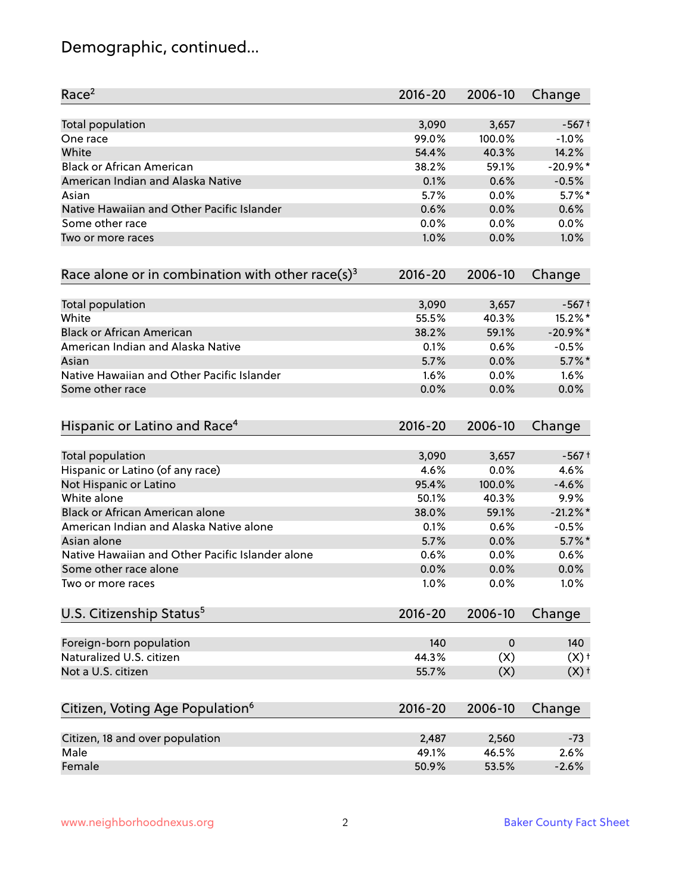# Demographic, continued...

| Race[2] | 2016-20 | 2006-10 | Change |
|---|---|---|---|
| Total population | 3,090 | 3,657 | -567† |
| One race | 99.0% | 100.0% | -1.0% |
| White | 54.4% | 40.3% | 14.2% |
| Black or African American | 38.2% | 59.1% | -20.9%* |
| American Indian and Alaska Native | 0.1% | 0.6% | -0.5% |
| Asian | 5.7% | 0.0% | 5.7%* |
| Native Hawaiian and Other Pacific Islander | 0.6% | 0.0% | 0.6% |
| Some other race | 0.0% | 0.0% | 0.0% |
| Two or more races | 1.0% | 0.0% | 1.0% |

| Race alone or in combination with other race(s)[3] | 2016-20 | 2006-10 | Change |
|---|---|---|---|
| Total population | 3,090 | 3,657 | -567† |
| White | 55.5% | 40.3% | 15.2%* |
| Black or African American | 38.2% | 59.1% | -20.9%* |
| American Indian and Alaska Native | 0.1% | 0.6% | -0.5% |
| Asian | 5.7% | 0.0% | 5.7%* |
| Native Hawaiian and Other Pacific Islander | 1.6% | 0.0% | 1.6% |
| Some other race | 0.0% | 0.0% | 0.0% |

| Hispanic or Latino and Race[4] | 2016-20 | 2006-10 | Change |
|---|---|---|---|
| Total population | 3,090 | 3,657 | -567† |
| Hispanic or Latino (of any race) | 4.6% | 0.0% | 4.6% |
| Not Hispanic or Latino | 95.4% | 100.0% | -4.6% |
| White alone | 50.1% | 40.3% | 9.9% |
| Black or African American alone | 38.0% | 59.1% | -21.2%* |
| American Indian and Alaska Native alone | 0.1% | 0.6% | -0.5% |
| Asian alone | 5.7% | 0.0% | 5.7%* |
| Native Hawaiian and Other Pacific Islander alone | 0.6% | 0.0% | 0.6% |
| Some other race alone | 0.0% | 0.0% | 0.0% |
| Two or more races | 1.0% | 0.0% | 1.0% |

| U.S. Citizenship Status[5] | 2016-20 | 2006-10 | Change |
|---|---|---|---|
| Foreign-born population | 140 | 0 | 140 |
| Naturalized U.S. citizen | 44.3% | (X) | (X)† |
| Not a U.S. citizen | 55.7% | (X) | (X)† |

| Citizen, Voting Age Population[6] | 2016-20 | 2006-10 | Change |
|---|---|---|---|
| Citizen, 18 and over population | 2,487 | 2,560 | -73 |
| Male | 49.1% | 46.5% | 2.6% |
| Female | 50.9% | 53.5% | -2.6% |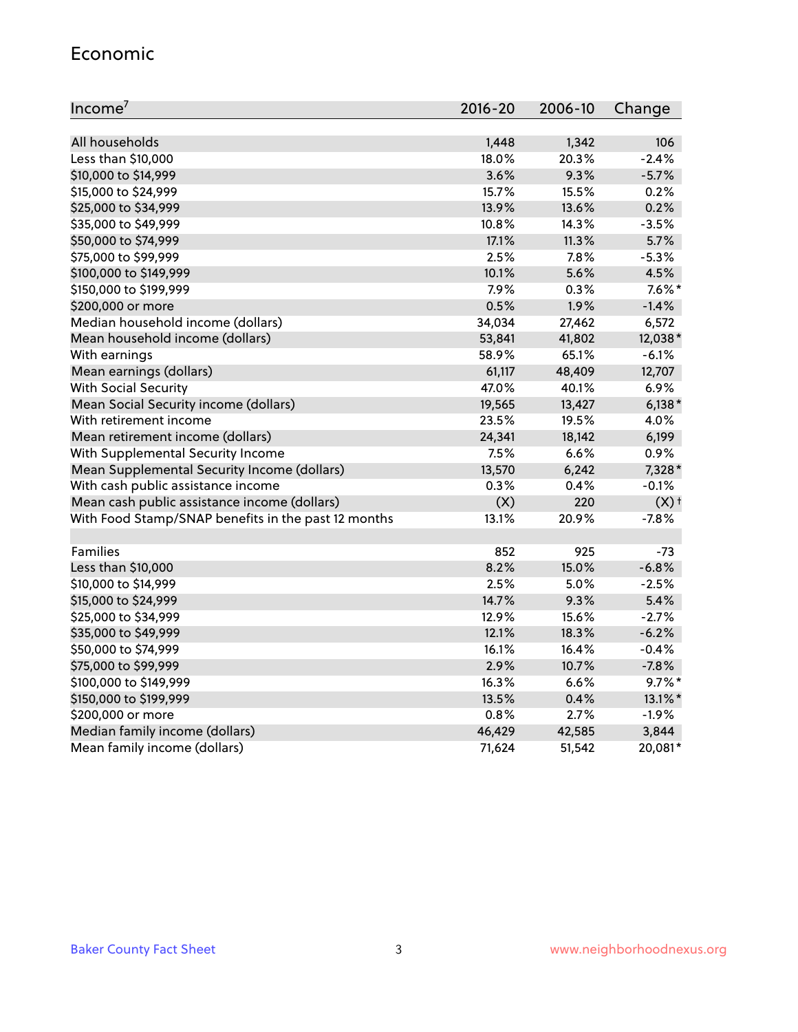## Economic

| Income[7] | 2016-20 | 2006-10 | Change |
|---|---|---|---|
| All households | 1,448 | 1,342 | 106 |
| Less than $10,000 | 18.0% | 20.3% | -2.4% |
| $10,000 to $14,999 | 3.6% | 9.3% | -5.7% |
| $15,000 to $24,999 | 15.7% | 15.5% | 0.2% |
| $25,000 to $34,999 | 13.9% | 13.6% | 0.2% |
| $35,000 to $49,999 | 10.8% | 14.3% | -3.5% |
| $50,000 to $74,999 | 17.1% | 11.3% | 5.7% |
| $75,000 to $99,999 | 2.5% | 7.8% | -5.3% |
| $100,000 to $149,999 | 10.1% | 5.6% | 4.5% |
| $150,000 to $199,999 | 7.9% | 0.3% | 7.6%* |
| $200,000 or more | 0.5% | 1.9% | -1.4% |
| Median household income (dollars) | 34,034 | 27,462 | 6,572 |
| Mean household income (dollars) | 53,841 | 41,802 | 12,038* |
| With earnings | 58.9% | 65.1% | -6.1% |
| Mean earnings (dollars) | 61,117 | 48,409 | 12,707 |
| With Social Security | 47.0% | 40.1% | 6.9% |
| Mean Social Security income (dollars) | 19,565 | 13,427 | 6,138* |
| With retirement income | 23.5% | 19.5% | 4.0% |
| Mean retirement income (dollars) | 24,341 | 18,142 | 6,199 |
| With Supplemental Security Income | 7.5% | 6.6% | 0.9% |
| Mean Supplemental Security Income (dollars) | 13,570 | 6,242 | 7,328* |
| With cash public assistance income | 0.3% | 0.4% | -0.1% |
| Mean cash public assistance income (dollars) | (X) | 220 | (X)† |
| With Food Stamp/SNAP benefits in the past 12 months | 13.1% | 20.9% | -7.8% |
| | | | |
| Families | 852 | 925 | -73 |
| Less than $10,000 | 8.2% | 15.0% | -6.8% |
| $10,000 to $14,999 | 2.5% | 5.0% | -2.5% |
| $15,000 to $24,999 | 14.7% | 9.3% | 5.4% |
| $25,000 to $34,999 | 12.9% | 15.6% | -2.7% |
| $35,000 to $49,999 | 12.1% | 18.3% | -6.2% |
| $50,000 to $74,999 | 16.1% | 16.4% | -0.4% |
| $75,000 to $99,999 | 2.9% | 10.7% | -7.8% |
| $100,000 to $149,999 | 16.3% | 6.6% | 9.7%* |
| $150,000 to $199,999 | 13.5% | 0.4% | 13.1%* |
| $200,000 or more | 0.8% | 2.7% | -1.9% |
| Median family income (dollars) | 46,429 | 42,585 | 3,844 |
| Mean family income (dollars) | 71,624 | 51,542 | 20,081* |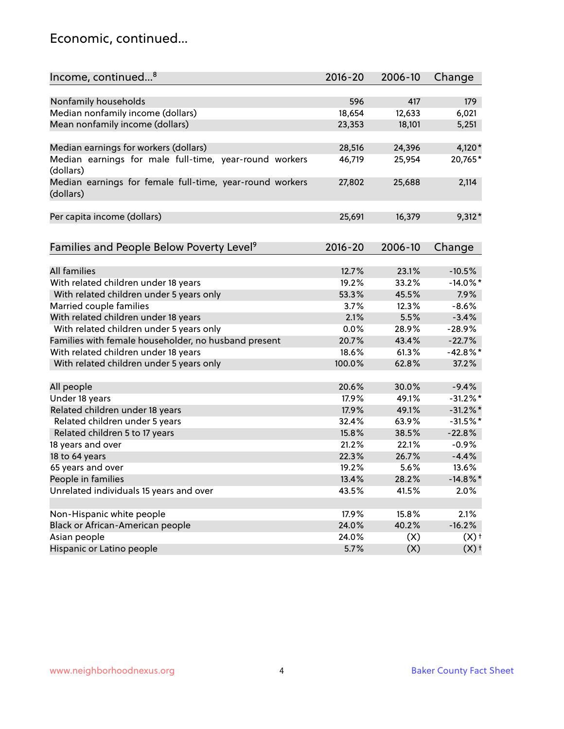## Economic, continued...

| Income, continued...[8] | 2016-20 | 2006-10 | Change |
|---|---|---|---|
| Nonfamily households | 596 | 417 | 179 |
| Median nonfamily income (dollars) | 18,654 | 12,633 | 6,021 |
| Mean nonfamily income (dollars) | 23,353 | 18,101 | 5,251 |
| Median earnings for workers (dollars) | 28,516 | 24,396 | 4,120* |
| Median earnings for male full-time, year-round workers (dollars) | 46,719 | 25,954 | 20,765* |
| Median earnings for female full-time, year-round workers (dollars) | 27,802 | 25,688 | 2,114 |
| Per capita income (dollars) | 25,691 | 16,379 | 9,312* |

| Families and People Below Poverty Level[9] | 2016-20 | 2006-10 | Change |
|---|---|---|---|
| All families | 12.7% | 23.1% | -10.5% |
| With related children under 18 years | 19.2% | 33.2% | -14.0%* |
| With related children under 5 years only | 53.3% | 45.5% | 7.9% |
| Married couple families | 3.7% | 12.3% | -8.6% |
| With related children under 18 years | 2.1% | 5.5% | -3.4% |
| With related children under 5 years only | 0.0% | 28.9% | -28.9% |
| Families with female householder, no husband present | 20.7% | 43.4% | -22.7% |
| With related children under 18 years | 18.6% | 61.3% | -42.8%* |
| With related children under 5 years only | 100.0% | 62.8% | 37.2% |
| All people | 20.6% | 30.0% | -9.4% |
| Under 18 years | 17.9% | 49.1% | -31.2%* |
| Related children under 18 years | 17.9% | 49.1% | -31.2%* |
| Related children under 5 years | 32.4% | 63.9% | -31.5%* |
| Related children 5 to 17 years | 15.8% | 38.5% | -22.8% |
| 18 years and over | 21.2% | 22.1% | -0.9% |
| 18 to 64 years | 22.3% | 26.7% | -4.4% |
| 65 years and over | 19.2% | 5.6% | 13.6% |
| People in families | 13.4% | 28.2% | -14.8%* |
| Unrelated individuals 15 years and over | 43.5% | 41.5% | 2.0% |
| Non-Hispanic white people | 17.9% | 15.8% | 2.1% |
| Black or African-American people | 24.0% | 40.2% | -16.2% |
| Asian people | 24.0% | (X) | (X)† |
| Hispanic or Latino people | 5.7% | (X) | (X)† |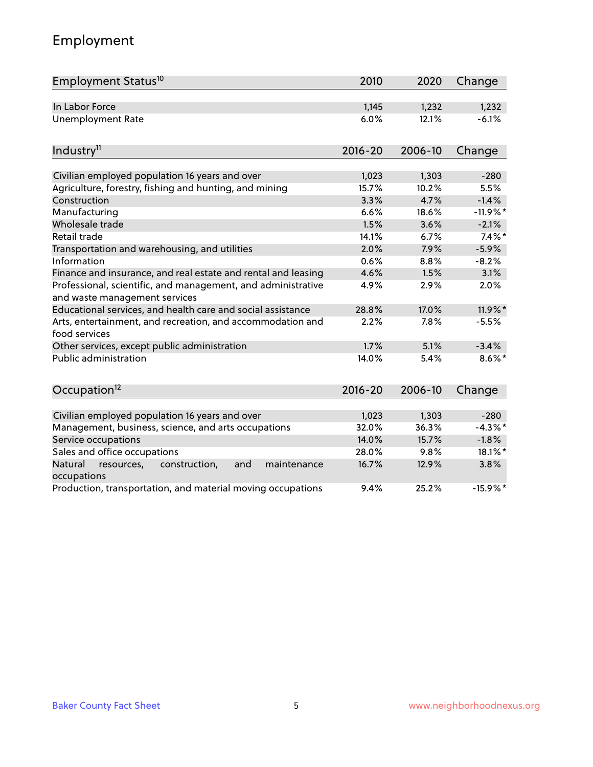# Employment

| Employment Status[10] | 2010 | 2020 | Change |
|---|---|---|---|
| In Labor Force | 1,145 | 1,232 | 1,232 |
| Unemployment Rate | 6.0% | 12.1% | -6.1% |

| Industry[11] | 2016-20 | 2006-10 | Change |
|---|---|---|---|
| Civilian employed population 16 years and over | 1,023 | 1,303 | -280 |
| Agriculture, forestry, fishing and hunting, and mining | 15.7% | 10.2% | 5.5% |
| Construction | 3.3% | 4.7% | -1.4% |
| Manufacturing | 6.6% | 18.6% | -11.9%* |
| Wholesale trade | 1.5% | 3.6% | -2.1% |
| Retail trade | 14.1% | 6.7% | 7.4%* |
| Transportation and warehousing, and utilities | 2.0% | 7.9% | -5.9% |
| Information | 0.6% | 8.8% | -8.2% |
| Finance and insurance, and real estate and rental and leasing | 4.6% | 1.5% | 3.1% |
| Professional, scientific, and management, and administrative and waste management services | 4.9% | 2.9% | 2.0% |
| Educational services, and health care and social assistance | 28.8% | 17.0% | 11.9%* |
| Arts, entertainment, and recreation, and accommodation and food services | 2.2% | 7.8% | -5.5% |
| Other services, except public administration | 1.7% | 5.1% | -3.4% |
| Public administration | 14.0% | 5.4% | 8.6%* |

| Occupation[12] | 2016-20 | 2006-10 | Change |
|---|---|---|---|
| Civilian employed population 16 years and over | 1,023 | 1,303 | -280 |
| Management, business, science, and arts occupations | 32.0% | 36.3% | -4.3%* |
| Service occupations | 14.0% | 15.7% | -1.8% |
| Sales and office occupations | 28.0% | 9.8% | 18.1%* |
| Natural resources, construction, and maintenance occupations | 16.7% | 12.9% | 3.8% |
| Production, transportation, and material moving occupations | 9.4% | 25.2% | -15.9%* |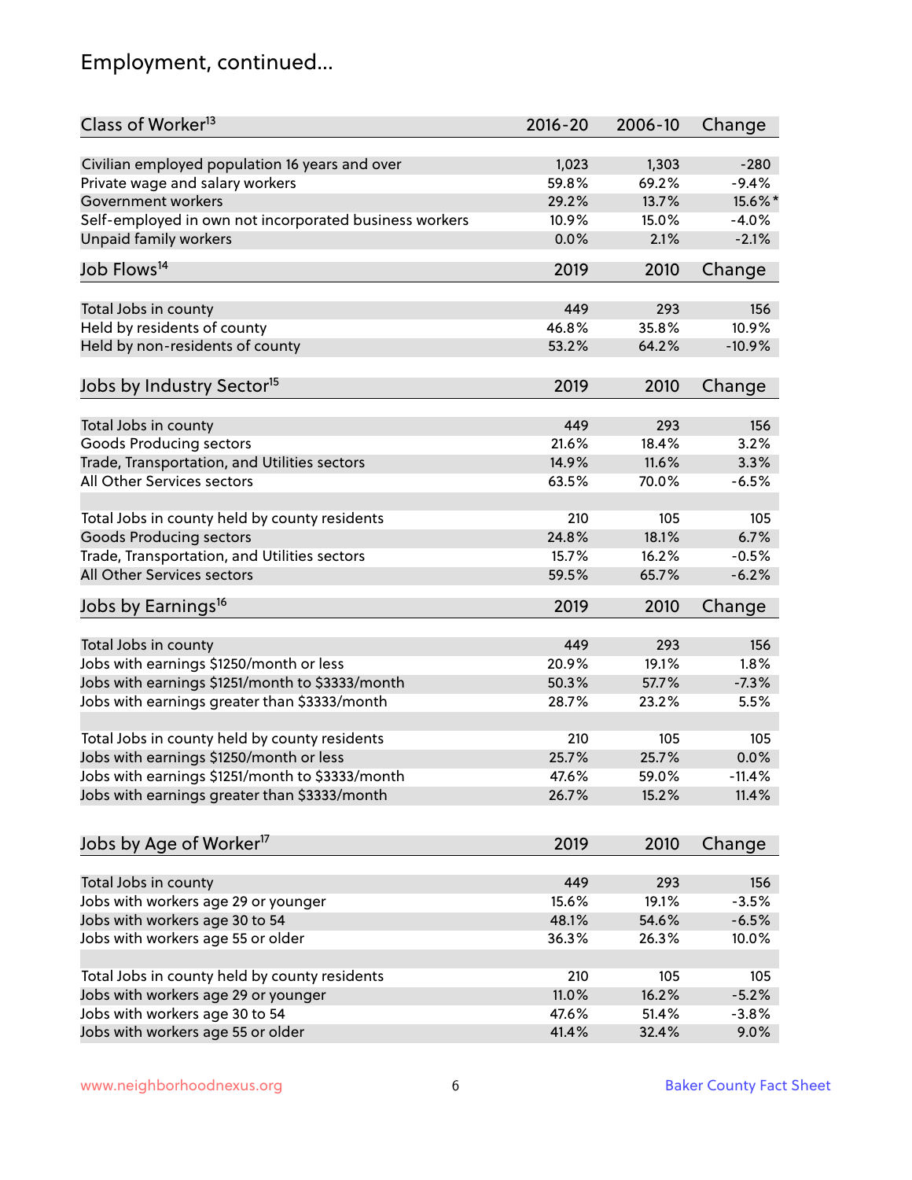## Employment, continued...

| Class of Worker[13] | 2016-20 | 2006-10 | Change |
|---|---|---|---|
| Civilian employed population 16 years and over | 1,023 | 1,303 | -280 |
| Private wage and salary workers | 59.8% | 69.2% | -9.4% |
| Government workers | 29.2% | 13.7% | 15.6%* |
| Self-employed in own not incorporated business workers | 10.9% | 15.0% | -4.0% |
| Unpaid family workers | 0.0% | 2.1% | -2.1% |

| Job Flows[14] | 2019 | 2010 | Change |
|---|---|---|---|
| Total Jobs in county | 449 | 293 | 156 |
| Held by residents of county | 46.8% | 35.8% | 10.9% |
| Held by non-residents of county | 53.2% | 64.2% | -10.9% |

| Jobs by Industry Sector[15] | 2019 | 2010 | Change |
|---|---|---|---|
| Total Jobs in county | 449 | 293 | 156 |
| Goods Producing sectors | 21.6% | 18.4% | 3.2% |
| Trade, Transportation, and Utilities sectors | 14.9% | 11.6% | 3.3% |
| All Other Services sectors | 63.5% | 70.0% | -6.5% |
| | | | |
| Total Jobs in county held by county residents | 210 | 105 | 105 |
| Goods Producing sectors | 24.8% | 18.1% | 6.7% |
| Trade, Transportation, and Utilities sectors | 15.7% | 16.2% | -0.5% |
| All Other Services sectors | 59.5% | 65.7% | -6.2% |

| Jobs by Earnings[16] | 2019 | 2010 | Change |
|---|---|---|---|
| Total Jobs in county | 449 | 293 | 156 |
| Jobs with earnings $1250/month or less | 20.9% | 19.1% | 1.8% |
| Jobs with earnings $1251/month to $3333/month | 50.3% | 57.7% | -7.3% |
| Jobs with earnings greater than $3333/month | 28.7% | 23.2% | 5.5% |
| | | | |
| Total Jobs in county held by county residents | 210 | 105 | 105 |
| Jobs with earnings $1250/month or less | 25.7% | 25.7% | 0.0% |
| Jobs with earnings $1251/month to $3333/month | 47.6% | 59.0% | -11.4% |
| Jobs with earnings greater than $3333/month | 26.7% | 15.2% | 11.4% |

| Jobs by Age of Worker[17] | 2019 | 2010 | Change |
|---|---|---|---|
| Total Jobs in county | 449 | 293 | 156 |
| Jobs with workers age 29 or younger | 15.6% | 19.1% | -3.5% |
| Jobs with workers age 30 to 54 | 48.1% | 54.6% | -6.5% |
| Jobs with workers age 55 or older | 36.3% | 26.3% | 10.0% |
| | | | |
| Total Jobs in county held by county residents | 210 | 105 | 105 |
| Jobs with workers age 29 or younger | 11.0% | 16.2% | -5.2% |
| Jobs with workers age 30 to 54 | 47.6% | 51.4% | -3.8% |
| Jobs with workers age 55 or older | 41.4% | 32.4% | 9.0% |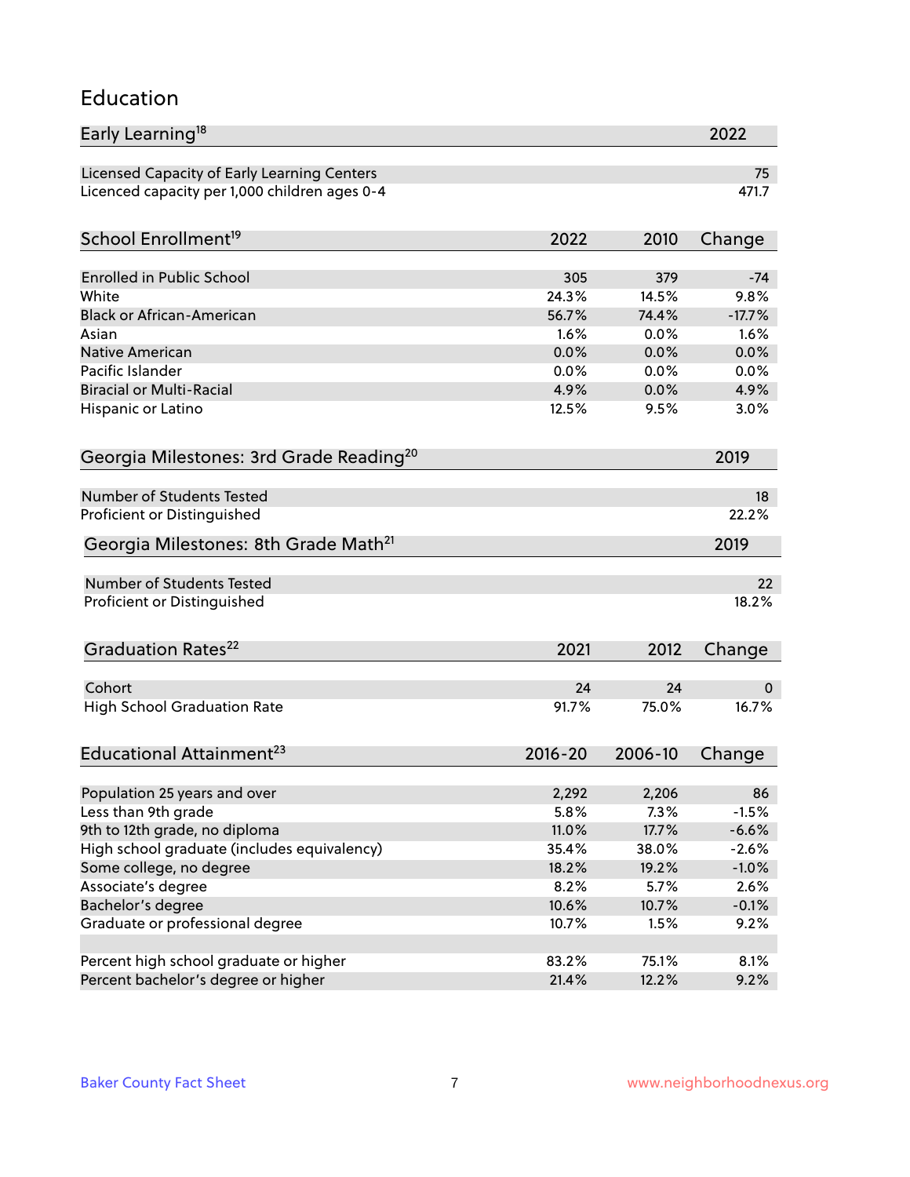## Education

| Early Learning[18] | 2022 |
|---|---|
| Licensed Capacity of Early Learning Centers | 75 |
| Licenced capacity per 1,000 children ages 0-4 | 471.7 |

| School Enrollment[19] | 2022 | 2010 | Change |
|---|---|---|---|
| Enrolled in Public School | 305 | 379 | -74 |
| White | 24.3% | 14.5% | 9.8% |
| Black or African-American | 56.7% | 74.4% | -17.7% |
| Asian | 1.6% | 0.0% | 1.6% |
| Native American | 0.0% | 0.0% | 0.0% |
| Pacific Islander | 0.0% | 0.0% | 0.0% |
| Biracial or Multi-Racial | 4.9% | 0.0% | 4.9% |
| Hispanic or Latino | 12.5% | 9.5% | 3.0% |

| Georgia Milestones: 3rd Grade Reading[20] | 2019 |
|---|---|
| Number of Students Tested | 18 |
| Proficient or Distinguished | 22.2% |

| Georgia Milestones: 8th Grade Math[21] | 2019 |
|---|---|
| Number of Students Tested | 22 |
| Proficient or Distinguished | 18.2% |

| Graduation Rates[22] | 2021 | 2012 | Change |
|---|---|---|---|
| Cohort | 24 | 24 | 0 |
| High School Graduation Rate | 91.7% | 75.0% | 16.7% |

| Educational Attainment[23] | 2016-20 | 2006-10 | Change |
|---|---|---|---|
| Population 25 years and over | 2,292 | 2,206 | 86 |
| Less than 9th grade | 5.8% | 7.3% | -1.5% |
| 9th to 12th grade, no diploma | 11.0% | 17.7% | -6.6% |
| High school graduate (includes equivalency) | 35.4% | 38.0% | -2.6% |
| Some college, no degree | 18.2% | 19.2% | -1.0% |
| Associate's degree | 8.2% | 5.7% | 2.6% |
| Bachelor's degree | 10.6% | 10.7% | -0.1% |
| Graduate or professional degree | 10.7% | 1.5% | 9.2% |
| | | | |
| Percent high school graduate or higher | 83.2% | 75.1% | 8.1% |
| Percent bachelor's degree or higher | 21.4% | 12.2% | 9.2% |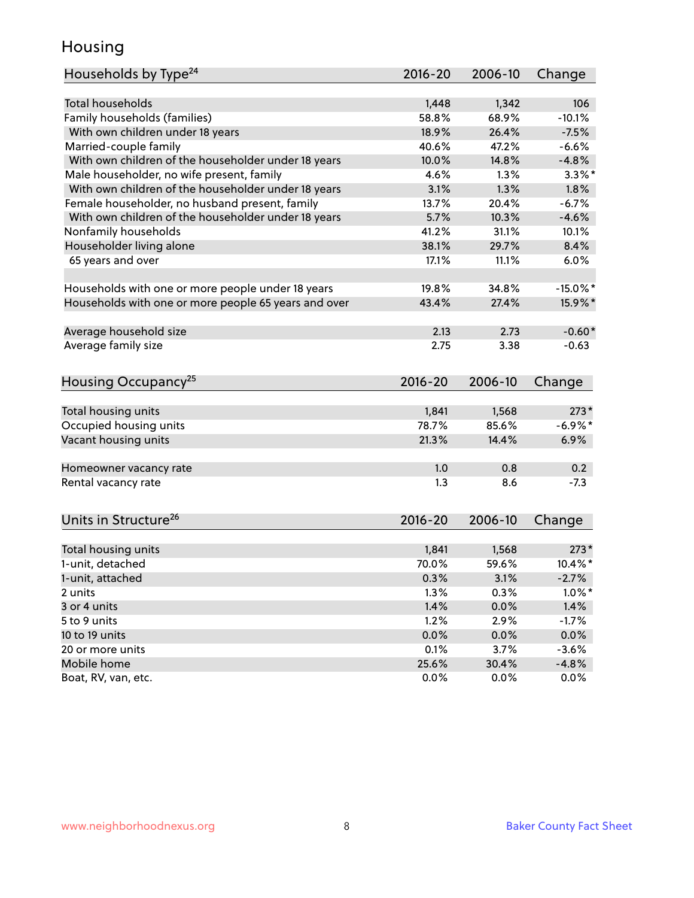## Housing

| Households by Type[24] | 2016-20 | 2006-10 | Change |
|---|---|---|---|
| Total households | 1,448 | 1,342 | 106 |
| Family households (families) | 58.8% | 68.9% | -10.1% |
| With own children under 18 years | 18.9% | 26.4% | -7.5% |
| Married-couple family | 40.6% | 47.2% | -6.6% |
| With own children of the householder under 18 years | 10.0% | 14.8% | -4.8% |
| Male householder, no wife present, family | 4.6% | 1.3% | 3.3%* |
| With own children of the householder under 18 years | 3.1% | 1.3% | 1.8% |
| Female householder, no husband present, family | 13.7% | 20.4% | -6.7% |
| With own children of the householder under 18 years | 5.7% | 10.3% | -4.6% |
| Nonfamily households | 41.2% | 31.1% | 10.1% |
| Householder living alone | 38.1% | 29.7% | 8.4% |
| 65 years and over | 17.1% | 11.1% | 6.0% |
| | | | |
| Households with one or more people under 18 years | 19.8% | 34.8% | -15.0%* |
| Households with one or more people 65 years and over | 43.4% | 27.4% | 15.9%* |
| | | | |
| Average household size | 2.13 | 2.73 | -0.60* |
| Average family size | 2.75 | 3.38 | -0.63 |

| Housing Occupancy[25] | 2016-20 | 2006-10 | Change |
|---|---|---|---|
| Total housing units | 1,841 | 1,568 | 273* |
| Occupied housing units | 78.7% | 85.6% | -6.9%* |
| Vacant housing units | 21.3% | 14.4% | 6.9% |
| | | | |
| Homeowner vacancy rate | 1.0 | 0.8 | 0.2 |
| Rental vacancy rate | 1.3 | 8.6 | -7.3 |

| Units in Structure[26] | 2016-20 | 2006-10 | Change |
|---|---|---|---|
| Total housing units | 1,841 | 1,568 | 273* |
| 1-unit, detached | 70.0% | 59.6% | 10.4%* |
| 1-unit, attached | 0.3% | 3.1% | -2.7% |
| 2 units | 1.3% | 0.3% | 1.0%* |
| 3 or 4 units | 1.4% | 0.0% | 1.4% |
| 5 to 9 units | 1.2% | 2.9% | -1.7% |
| 10 to 19 units | 0.0% | 0.0% | 0.0% |
| 20 or more units | 0.1% | 3.7% | -3.6% |
| Mobile home | 25.6% | 30.4% | -4.8% |
| Boat, RV, van, etc. | 0.0% | 0.0% | 0.0% |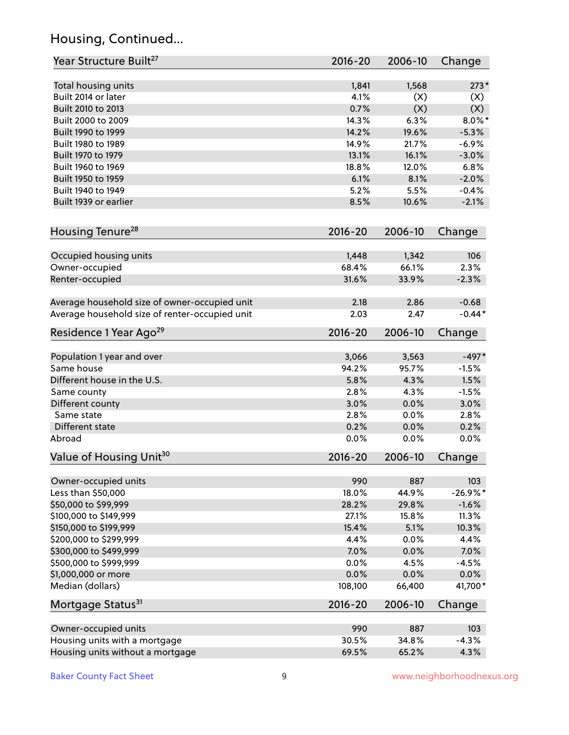## Housing, Continued...

| Year Structure Built[27] | 2016-20 | 2006-10 | Change |
|---|---|---|---|
| Total housing units | 1,841 | 1,568 | 273* |
| Built 2014 or later | 4.1% | (X) | (X) |
| Built 2010 to 2013 | 0.7% | (X) | (X) |
| Built 2000 to 2009 | 14.3% | 6.3% | 8.0%* |
| Built 1990 to 1999 | 14.2% | 19.6% | -5.3% |
| Built 1980 to 1989 | 14.9% | 21.7% | -6.9% |
| Built 1970 to 1979 | 13.1% | 16.1% | -3.0% |
| Built 1960 to 1969 | 18.8% | 12.0% | 6.8% |
| Built 1950 to 1959 | 6.1% | 8.1% | -2.0% |
| Built 1940 to 1949 | 5.2% | 5.5% | -0.4% |
| Built 1939 or earlier | 8.5% | 10.6% | -2.1% |

| Housing Tenure[28] | 2016-20 | 2006-10 | Change |
|---|---|---|---|
| Occupied housing units | 1,448 | 1,342 | 106 |
| Owner-occupied | 68.4% | 66.1% | 2.3% |
| Renter-occupied | 31.6% | 33.9% | -2.3% |
| Average household size of owner-occupied unit | 2.18 | 2.86 | -0.68 |
| Average household size of renter-occupied unit | 2.03 | 2.47 | -0.44* |

| Residence 1 Year Ago[29] | 2016-20 | 2006-10 | Change |
|---|---|---|---|
| Population 1 year and over | 3,066 | 3,563 | -497* |
| Same house | 94.2% | 95.7% | -1.5% |
| Different house in the U.S. | 5.8% | 4.3% | 1.5% |
| Same county | 2.8% | 4.3% | -1.5% |
| Different county | 3.0% | 0.0% | 3.0% |
| Same state | 2.8% | 0.0% | 2.8% |
| Different state | 0.2% | 0.0% | 0.2% |
| Abroad | 0.0% | 0.0% | 0.0% |

| Value of Housing Unit[30] | 2016-20 | 2006-10 | Change |
|---|---|---|---|
| Owner-occupied units | 990 | 887 | 103 |
| Less than $50,000 | 18.0% | 44.9% | -26.9%* |
| $50,000 to $99,999 | 28.2% | 29.8% | -1.6% |
| $100,000 to $149,999 | 27.1% | 15.8% | 11.3% |
| $150,000 to $199,999 | 15.4% | 5.1% | 10.3% |
| $200,000 to $299,999 | 4.4% | 0.0% | 4.4% |
| $300,000 to $499,999 | 7.0% | 0.0% | 7.0% |
| $500,000 to $999,999 | 0.0% | 4.5% | -4.5% |
| $1,000,000 or more | 0.0% | 0.0% | 0.0% |
| Median (dollars) | 108,100 | 66,400 | 41,700* |

| Mortgage Status[31] | 2016-20 | 2006-10 | Change |
|---|---|---|---|
| Owner-occupied units | 990 | 887 | 103 |
| Housing units with a mortgage | 30.5% | 34.8% | -4.3% |
| Housing units without a mortgage | 69.5% | 65.2% | 4.3% |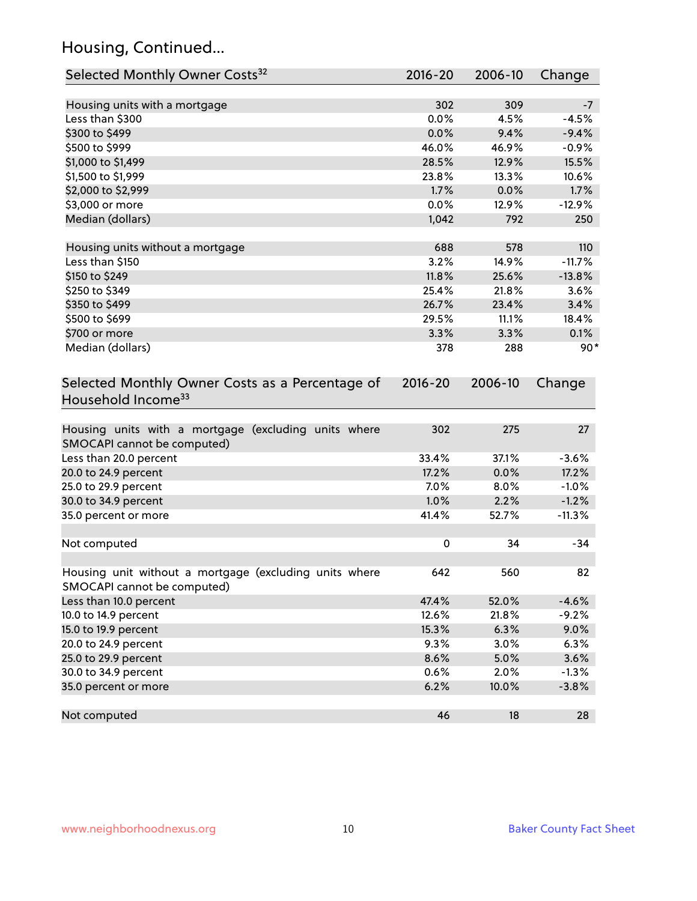## Housing, Continued...

| Selected Monthly Owner Costs[32] | 2016-20 | 2006-10 | Change |
|---|---|---|---|
| Housing units with a mortgage | 302 | 309 | -7 |
| Less than $300 | 0.0% | 4.5% | -4.5% |
| $300 to $499 | 0.0% | 9.4% | -9.4% |
| $500 to $999 | 46.0% | 46.9% | -0.9% |
| $1,000 to $1,499 | 28.5% | 12.9% | 15.5% |
| $1,500 to $1,999 | 23.8% | 13.3% | 10.6% |
| $2,000 to $2,999 | 1.7% | 0.0% | 1.7% |
| $3,000 or more | 0.0% | 12.9% | -12.9% |
| Median (dollars) | 1,042 | 792 | 250 |
| | | | |
| Housing units without a mortgage | 688 | 578 | 110 |
| Less than $150 | 3.2% | 14.9% | -11.7% |
| $150 to $249 | 11.8% | 25.6% | -13.8% |
| $250 to $349 | 25.4% | 21.8% | 3.6% |
| $350 to $499 | 26.7% | 23.4% | 3.4% |
| $500 to $699 | 29.5% | 11.1% | 18.4% |
| $700 or more | 3.3% | 3.3% | 0.1% |
| Median (dollars) | 378 | 288 | 90* |

| Selected Monthly Owner Costs as a Percentage of Household Income[33] | 2016-20 | 2006-10 | Change |
|---|---|---|---|
| Housing units with a mortgage (excluding units where SMOCAPI cannot be computed) | 302 | 275 | 27 |
| Less than 20.0 percent | 33.4% | 37.1% | -3.6% |
| 20.0 to 24.9 percent | 17.2% | 0.0% | 17.2% |
| 25.0 to 29.9 percent | 7.0% | 8.0% | -1.0% |
| 30.0 to 34.9 percent | 1.0% | 2.2% | -1.2% |
| 35.0 percent or more | 41.4% | 52.7% | -11.3% |
| | | | |
| Not computed | 0 | 34 | -34 |
| | | | |
| Housing unit without a mortgage (excluding units where SMOCAPI cannot be computed) | 642 | 560 | 82 |
| Less than 10.0 percent | 47.4% | 52.0% | -4.6% |
| 10.0 to 14.9 percent | 12.6% | 21.8% | -9.2% |
| 15.0 to 19.9 percent | 15.3% | 6.3% | 9.0% |
| 20.0 to 24.9 percent | 9.3% | 3.0% | 6.3% |
| 25.0 to 29.9 percent | 8.6% | 5.0% | 3.6% |
| 30.0 to 34.9 percent | 0.6% | 2.0% | -1.3% |
| 35.0 percent or more | 6.2% | 10.0% | -3.8% |
| | | | |
| Not computed | 46 | 18 | 28 |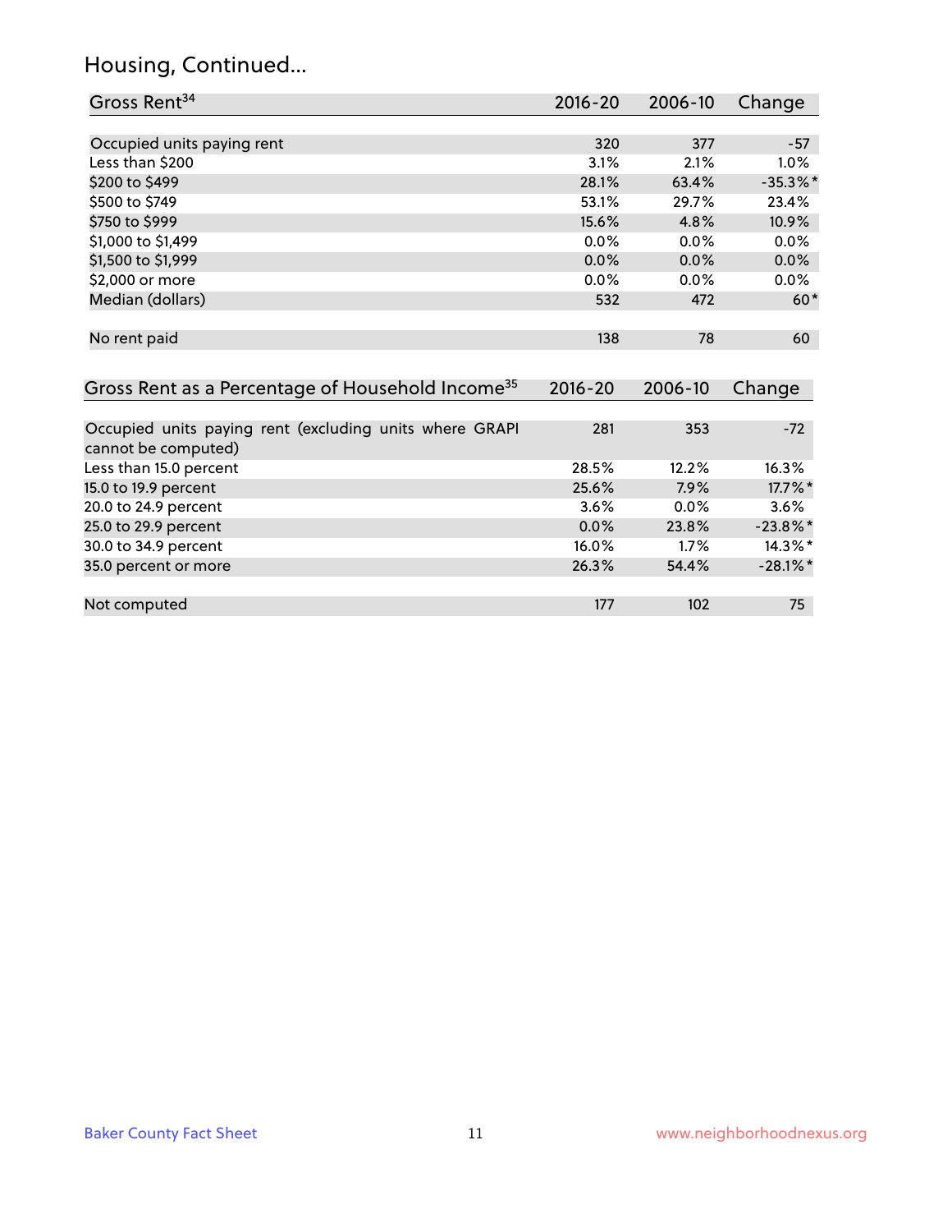## Housing, Continued...

| Gross Rent[34] | 2016-20 | 2006-10 | Change |
|---|---|---|---|
| Occupied units paying rent | 320 | 377 | -57 |
| Less than $200 | 3.1% | 2.1% | 1.0% |
| $200 to $499 | 28.1% | 63.4% | -35.3%* |
| $500 to $749 | 53.1% | 29.7% | 23.4% |
| $750 to $999 | 15.6% | 4.8% | 10.9% |
| $1,000 to $1,499 | 0.0% | 0.0% | 0.0% |
| $1,500 to $1,999 | 0.0% | 0.0% | 0.0% |
| $2,000 or more | 0.0% | 0.0% | 0.0% |
| Median (dollars) | 532 | 472 | 60* |
| No rent paid | 138 | 78 | 60 |

| Gross Rent as a Percentage of Household Income[35] | 2016-20 | 2006-10 | Change |
|---|---|---|---|
| Occupied units paying rent (excluding units where GRAPI cannot be computed) | 281 | 353 | -72 |
| Less than 15.0 percent | 28.5% | 12.2% | 16.3% |
| 15.0 to 19.9 percent | 25.6% | 7.9% | 17.7%* |
| 20.0 to 24.9 percent | 3.6% | 0.0% | 3.6% |
| 25.0 to 29.9 percent | 0.0% | 23.8% | -23.8%* |
| 30.0 to 34.9 percent | 16.0% | 1.7% | 14.3%* |
| 35.0 percent or more | 26.3% | 54.4% | -28.1%* |
| Not computed | 177 | 102 | 75 |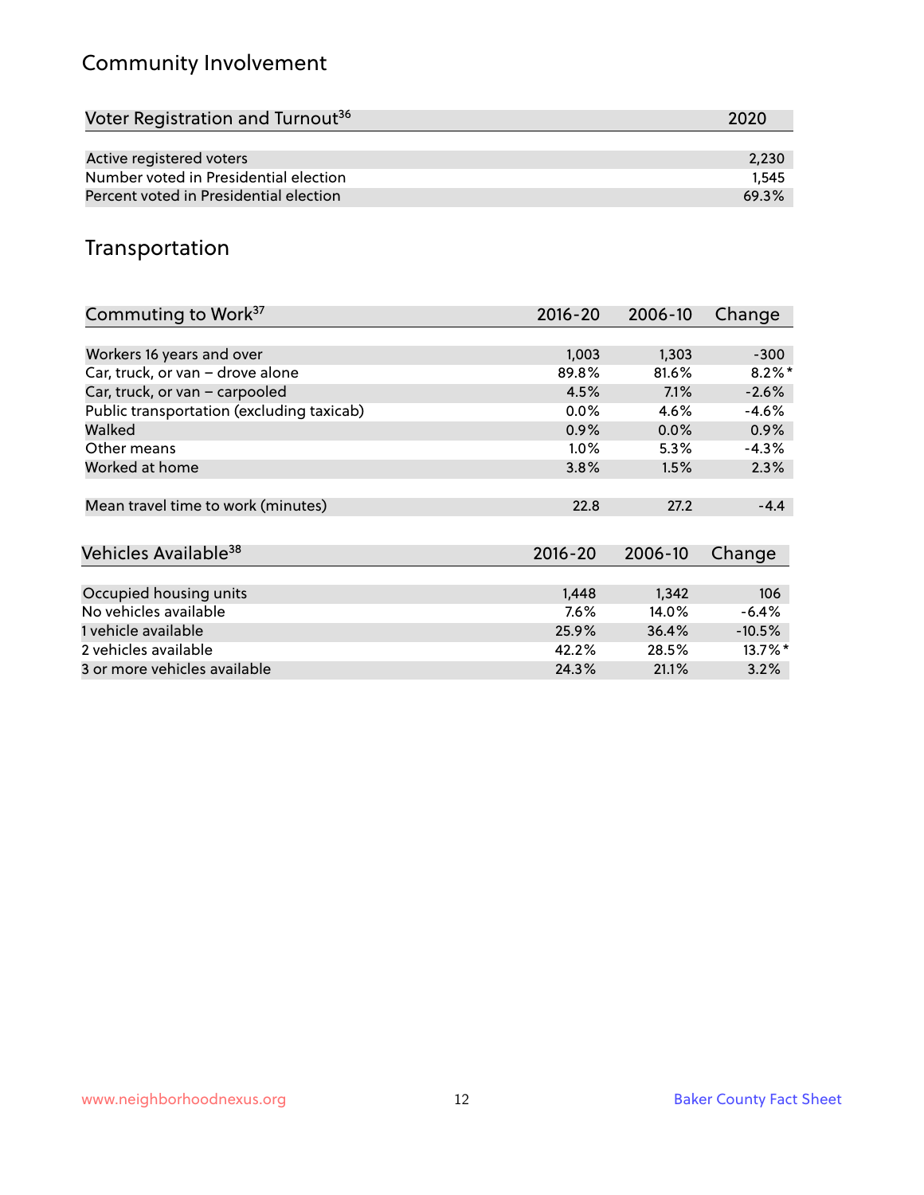## Community Involvement

| Voter Registration and Turnout[36] | 2020 |
|---|---|
| Active registered voters | 2,230 |
| Number voted in Presidential election | 1,545 |
| Percent voted in Presidential election | 69.3% |

## Transportation

| Commuting to Work[37] | 2016-20 | 2006-10 | Change |
|---|---|---|---|
| Workers 16 years and over | 1,003 | 1,303 | -300 |
| Car, truck, or van – drove alone | 89.8% | 81.6% | 8.2%* |
| Car, truck, or van – carpooled | 4.5% | 7.1% | -2.6% |
| Public transportation (excluding taxicab) | 0.0% | 4.6% | -4.6% |
| Walked | 0.9% | 0.0% | 0.9% |
| Other means | 1.0% | 5.3% | -4.3% |
| Worked at home | 3.8% | 1.5% | 2.3% |
| Mean travel time to work (minutes) | 22.8 | 27.2 | -4.4 |

| Vehicles Available[38] | 2016-20 | 2006-10 | Change |
|---|---|---|---|
| Occupied housing units | 1,448 | 1,342 | 106 |
| No vehicles available | 7.6% | 14.0% | -6.4% |
| 1 vehicle available | 25.9% | 36.4% | -10.5% |
| 2 vehicles available | 42.2% | 28.5% | 13.7%* |
| 3 or more vehicles available | 24.3% | 21.1% | 3.2% |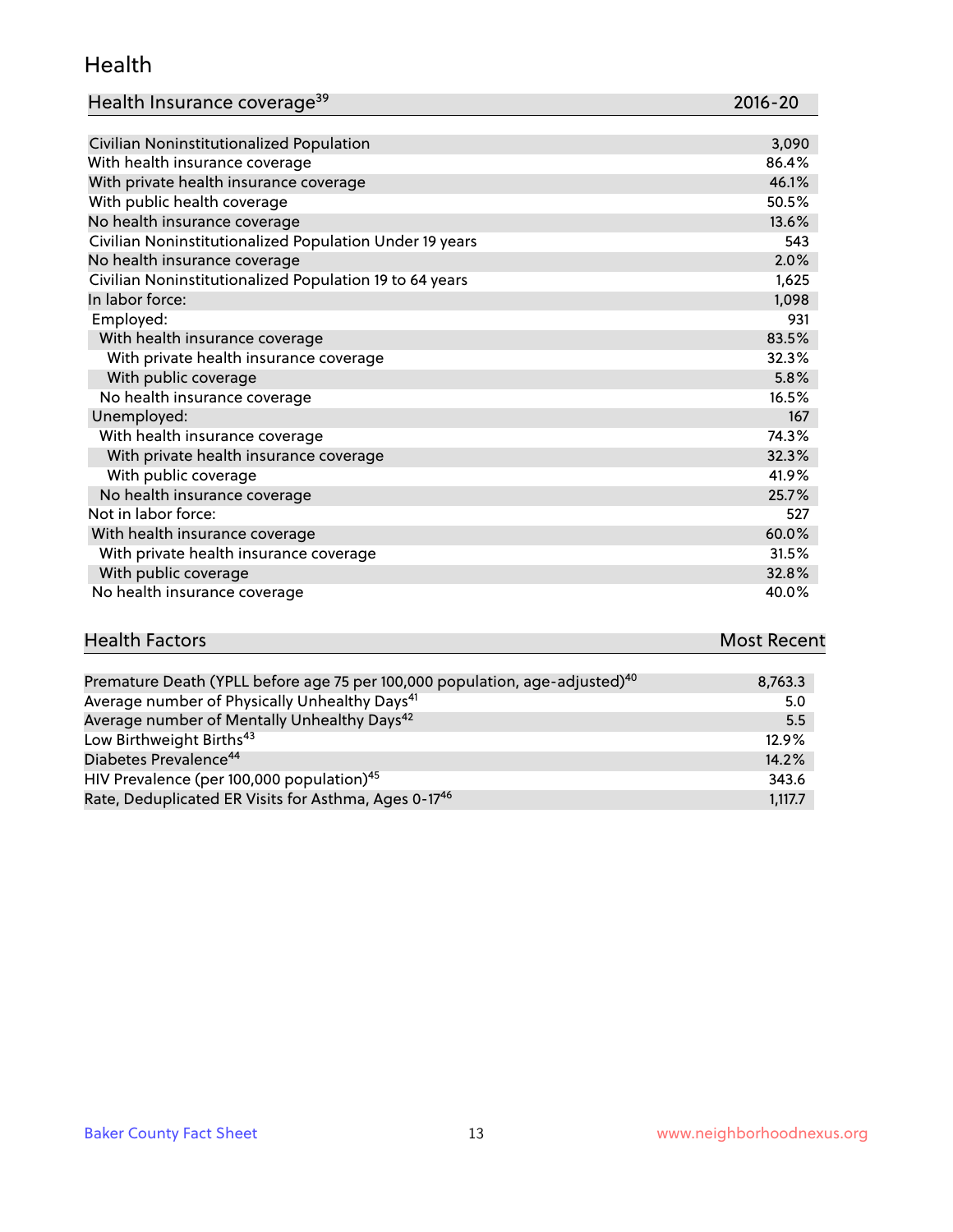## Health

| Health Insurance coverage[39] | 2016-20 |
| --- | --- |
| Civilian Noninstitutionalized Population | 3,090 |
| With health insurance coverage | 86.4% |
| With private health insurance coverage | 46.1% |
| With public health coverage | 50.5% |
| No health insurance coverage | 13.6% |
| Civilian Noninstitutionalized Population Under 19 years | 543 |
| No health insurance coverage | 2.0% |
| Civilian Noninstitutionalized Population 19 to 64 years | 1,625 |
| In labor force: | 1,098 |
| Employed: | 931 |
| With health insurance coverage | 83.5% |
| With private health insurance coverage | 32.3% |
| With public coverage | 5.8% |
| No health insurance coverage | 16.5% |
| Unemployed: | 167 |
| With health insurance coverage | 74.3% |
| With private health insurance coverage | 32.3% |
| With public coverage | 41.9% |
| No health insurance coverage | 25.7% |
| Not in labor force: | 527 |
| With health insurance coverage | 60.0% |
| With private health insurance coverage | 31.5% |
| With public coverage | 32.8% |
| No health insurance coverage | 40.0% |

| Health Factors | Most Recent |
| --- | --- |
| Premature Death (YPLL before age 75 per 100,000 population, age-adjusted)[40] | 8,763.3 |
| Average number of Physically Unhealthy Days[41] | 5.0 |
| Average number of Mentally Unhealthy Days[42] | 5.5 |
| Low Birthweight Births[43] | 12.9% |
| Diabetes Prevalence[44] | 14.2% |
| HIV Prevalence (per 100,000 population)[45] | 343.6 |
| Rate, Deduplicated ER Visits for Asthma, Ages 0-17[46] | 1,117.7 |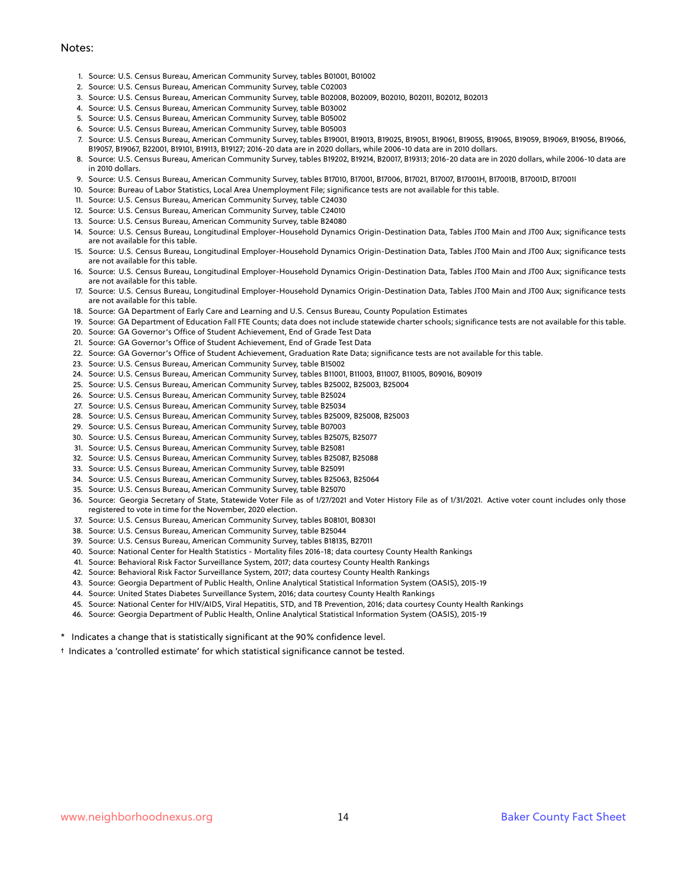Notes:

1. Source: U.S. Census Bureau, American Community Survey, tables B01001, B01002
2. Source: U.S. Census Bureau, American Community Survey, table C02003
3. Source: U.S. Census Bureau, American Community Survey, table B02008, B02009, B02010, B02011, B02012, B02013
4. Source: U.S. Census Bureau, American Community Survey, table B03002
5. Source: U.S. Census Bureau, American Community Survey, table B05002
6. Source: U.S. Census Bureau, American Community Survey, table B05003
7. Source: U.S. Census Bureau, American Community Survey, tables B19001, B19013, B19025, B19051, B19061, B19055, B19065, B19059, B19069, B19056, B19066, B19057, B19067, B22001, B19101, B19113, B19127; 2016-20 data are in 2020 dollars, while 2006-10 data are in 2010 dollars.
8. Source: U.S. Census Bureau, American Community Survey, tables B19202, B19214, B20017, B19313; 2016-20 data are in 2020 dollars, while 2006-10 data are in 2010 dollars.
9. Source: U.S. Census Bureau, American Community Survey, tables B17010, B17001, B17006, B17021, B17007, B17001H, B17001B, B17001D, B17001I
10. Source: Bureau of Labor Statistics, Local Area Unemployment File; significance tests are not available for this table.
11. Source: U.S. Census Bureau, American Community Survey, table C24030
12. Source: U.S. Census Bureau, American Community Survey, table C24010
13. Source: U.S. Census Bureau, American Community Survey, table B24080
14. Source: U.S. Census Bureau, Longitudinal Employer-Household Dynamics Origin-Destination Data, Tables JT00 Main and JT00 Aux; significance tests are not available for this table.
15. Source: U.S. Census Bureau, Longitudinal Employer-Household Dynamics Origin-Destination Data, Tables JT00 Main and JT00 Aux; significance tests are not available for this table.
16. Source: U.S. Census Bureau, Longitudinal Employer-Household Dynamics Origin-Destination Data, Tables JT00 Main and JT00 Aux; significance tests are not available for this table.
17. Source: U.S. Census Bureau, Longitudinal Employer-Household Dynamics Origin-Destination Data, Tables JT00 Main and JT00 Aux; significance tests are not available for this table.
18. Source: GA Department of Early Care and Learning and U.S. Census Bureau, County Population Estimates
19. Source: GA Department of Education Fall FTE Counts; data does not include statewide charter schools; significance tests are not available for this table.
20. Source: GA Governor's Office of Student Achievement, End of Grade Test Data
21. Source: GA Governor's Office of Student Achievement, End of Grade Test Data
22. Source: GA Governor's Office of Student Achievement, Graduation Rate Data; significance tests are not available for this table.
23. Source: U.S. Census Bureau, American Community Survey, table B15002
24. Source: U.S. Census Bureau, American Community Survey, tables B11001, B11003, B11007, B11005, B09016, B09019
25. Source: U.S. Census Bureau, American Community Survey, tables B25002, B25003, B25004
26. Source: U.S. Census Bureau, American Community Survey, table B25024
27. Source: U.S. Census Bureau, American Community Survey, table B25034
28. Source: U.S. Census Bureau, American Community Survey, tables B25009, B25008, B25003
29. Source: U.S. Census Bureau, American Community Survey, table B07003
30. Source: U.S. Census Bureau, American Community Survey, tables B25075, B25077
31. Source: U.S. Census Bureau, American Community Survey, table B25081
32. Source: U.S. Census Bureau, American Community Survey, tables B25087, B25088
33. Source: U.S. Census Bureau, American Community Survey, table B25091
34. Source: U.S. Census Bureau, American Community Survey, tables B25063, B25064
35. Source: U.S. Census Bureau, American Community Survey, table B25070
36. Source: Georgia Secretary of State, Statewide Voter File as of 1/27/2021 and Voter History File as of 1/31/2021. Active voter count includes only those registered to vote in time for the November, 2020 election.
37. Source: U.S. Census Bureau, American Community Survey, tables B08101, B08301
38. Source: U.S. Census Bureau, American Community Survey, table B25044
39. Source: U.S. Census Bureau, American Community Survey, tables B18135, B27011
40. Source: National Center for Health Statistics - Mortality files 2016-18; data courtesy County Health Rankings
41. Source: Behavioral Risk Factor Surveillance System, 2017; data courtesy County Health Rankings
42. Source: Behavioral Risk Factor Surveillance System, 2017; data courtesy County Health Rankings
43. Source: Georgia Department of Public Health, Online Analytical Statistical Information System (OASIS), 2015-19
44. Source: United States Diabetes Surveillance System, 2016; data courtesy County Health Rankings
45. Source: National Center for HIV/AIDS, Viral Hepatitis, STD, and TB Prevention, 2016; data courtesy County Health Rankings
46. Source: Georgia Department of Public Health, Online Analytical Statistical Information System (OASIS), 2015-19

\* Indicates a change that is statistically significant at the 90% confidence level.

† Indicates a 'controlled estimate' for which statistical significance cannot be tested.